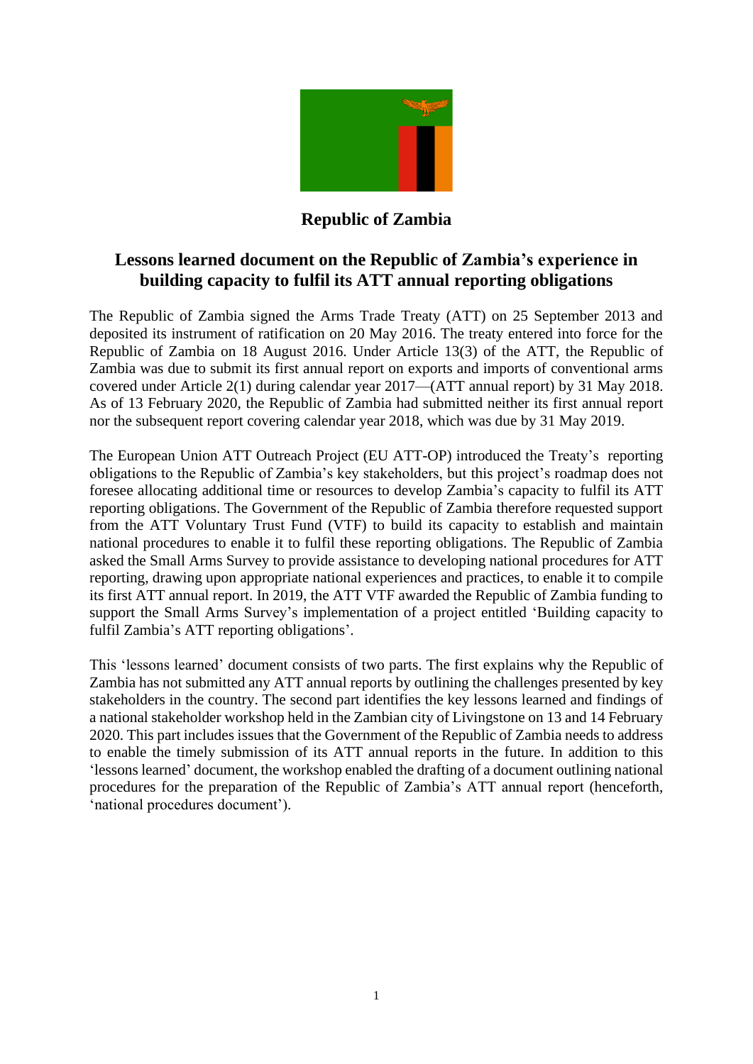**Republic of Zambia**

# Lessons learned document on the Republic of Zambia's experience in building capacity to fulfil its ATT annual reporting obligations

The Republic of Zambia signed the Arms Trade Treaty (ATT) on 25 September 2013 and deposited its instrument of ratification on 20 May 2016. The treaty entered into force for the Republic of Zambia on 18 August 2016. Under Article 13(3) of the ATT, the Republic of Zambia was due to submit its first annual report on exports and imports of conventional arms covered under Article 2(1) during calendar year 2017—(ATT annual report) by 31 May 2018. As of 13 February 2020, the Republic of Zambia had submitted neither its first annual report nor the subsequent report covering calendar year 2018, which was due by 31 May 2019.

The European Union ATT Outreach Project (EU ATT-OP) introduced the Treaty's reporting obligations to the Republic of Zambia's key stakeholders, but this project's roadmap does not foresee allocating additional time or resources to develop Zambia's capacity to fulfil its ATT reporting obligations. The Government of the Republic of Zambia therefore requested support from the ATT Voluntary Trust Fund (VTF) to build its capacity to establish and maintain national procedures to enable it to fulfil these reporting obligations. The Republic of Zambia asked the Small Arms Survey to provide assistance to developing national procedures for ATT reporting, drawing upon appropriate national experiences and practices, to enable it to compile its first ATT annual report. In 2019, the ATT VTF awarded the Republic of Zambia funding to support the Small Arms Survey's implementation of a project entitled 'Building capacity to fulfil Zambia's ATT reporting obligations'.

This 'lessons learned' document consists of two parts. The first explains why the Republic of Zambia has not submitted any ATT annual reports by outlining the challenges presented by key stakeholders in the country. The second part identifies the key lessons learned and findings of a national stakeholder workshop held in the Zambian city of Livingstone on 13 and 14 February 2020. This part includes issues that the Government of the Republic of Zambia needs to address to enable the timely submission of its ATT annual reports in the future. In addition to this 'lessons learned' document, the workshop enabled the drafting of a document outlining national procedures for the preparation of the Republic of Zambia's ATT annual report (henceforth, 'national procedures document').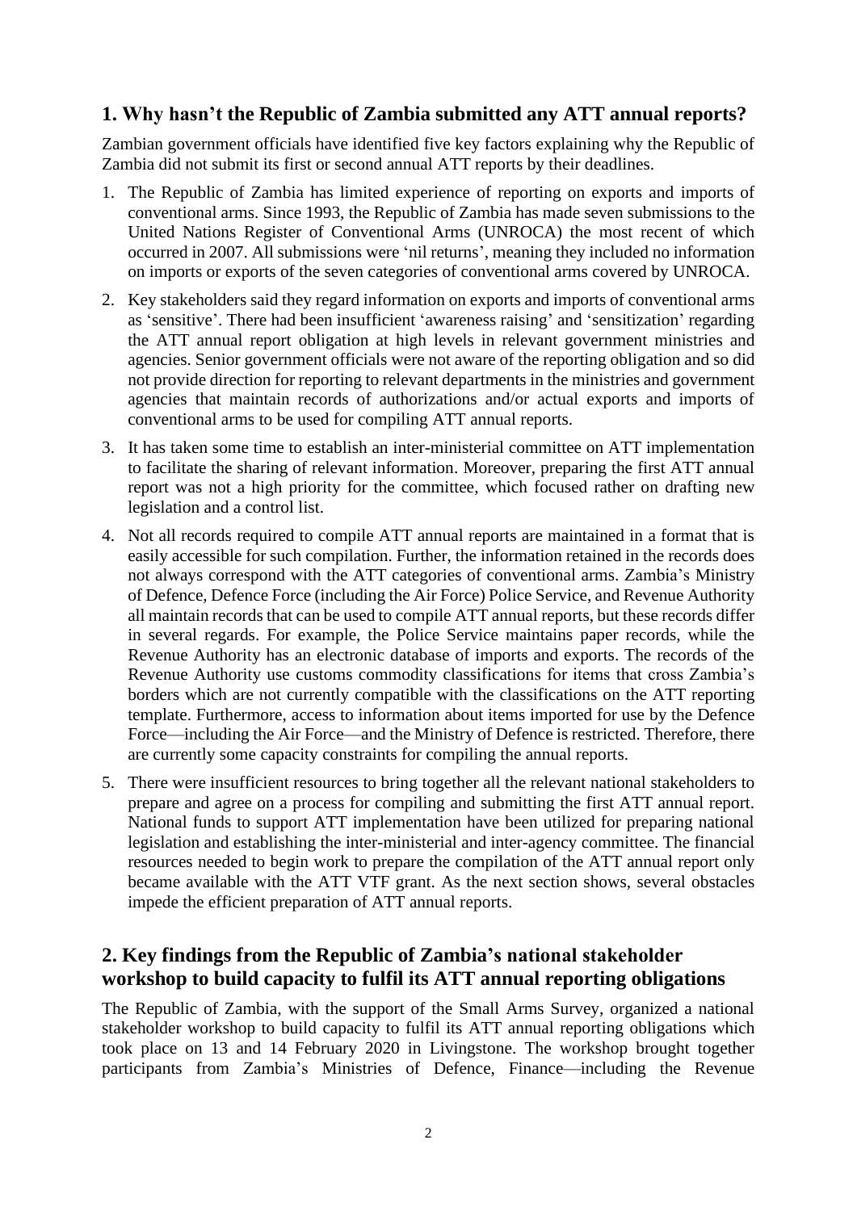## 1. Why hasn't the Republic of Zambia submitted any ATT annual reports?

Zambian government officials have identified five key factors explaining why the Republic of Zambia did not submit its first or second annual ATT reports by their deadlines.

1. The Republic of Zambia has limited experience of reporting on exports and imports of conventional arms. Since 1993, the Republic of Zambia has made seven submissions to the United Nations Register of Conventional Arms (UNROCA) the most recent of which occurred in 2007. All submissions were 'nil returns', meaning they included no information on imports or exports of the seven categories of conventional arms covered by UNROCA.
2. Key stakeholders said they regard information on exports and imports of conventional arms as 'sensitive'. There had been insufficient 'awareness raising' and 'sensitization' regarding the ATT annual report obligation at high levels in relevant government ministries and agencies. Senior government officials were not aware of the reporting obligation and so did not provide direction for reporting to relevant departments in the ministries and government agencies that maintain records of authorizations and/or actual exports and imports of conventional arms to be used for compiling ATT annual reports.
3. It has taken some time to establish an inter-ministerial committee on ATT implementation to facilitate the sharing of relevant information. Moreover, preparing the first ATT annual report was not a high priority for the committee, which focused rather on drafting new legislation and a control list.
4. Not all records required to compile ATT annual reports are maintained in a format that is easily accessible for such compilation. Further, the information retained in the records does not always correspond with the ATT categories of conventional arms. Zambia's Ministry of Defence, Defence Force (including the Air Force) Police Service, and Revenue Authority all maintain records that can be used to compile ATT annual reports, but these records differ in several regards. For example, the Police Service maintains paper records, while the Revenue Authority has an electronic database of imports and exports. The records of the Revenue Authority use customs commodity classifications for items that cross Zambia's borders which are not currently compatible with the classifications on the ATT reporting template. Furthermore, access to information about items imported for use by the Defence Force—including the Air Force—and the Ministry of Defence is restricted. Therefore, there are currently some capacity constraints for compiling the annual reports.
5. There were insufficient resources to bring together all the relevant national stakeholders to prepare and agree on a process for compiling and submitting the first ATT annual report. National funds to support ATT implementation have been utilized for preparing national legislation and establishing the inter-ministerial and inter-agency committee. The financial resources needed to begin work to prepare the compilation of the ATT annual report only became available with the ATT VTF grant. As the next section shows, several obstacles impede the efficient preparation of ATT annual reports.

## 2. Key findings from the Republic of Zambia's national stakeholder workshop to build capacity to fulfil its ATT annual reporting obligations

The Republic of Zambia, with the support of the Small Arms Survey, organized a national stakeholder workshop to build capacity to fulfil its ATT annual reporting obligations which took place on 13 and 14 February 2020 in Livingstone. The workshop brought together participants from Zambia's Ministries of Defence, Finance—including the Revenue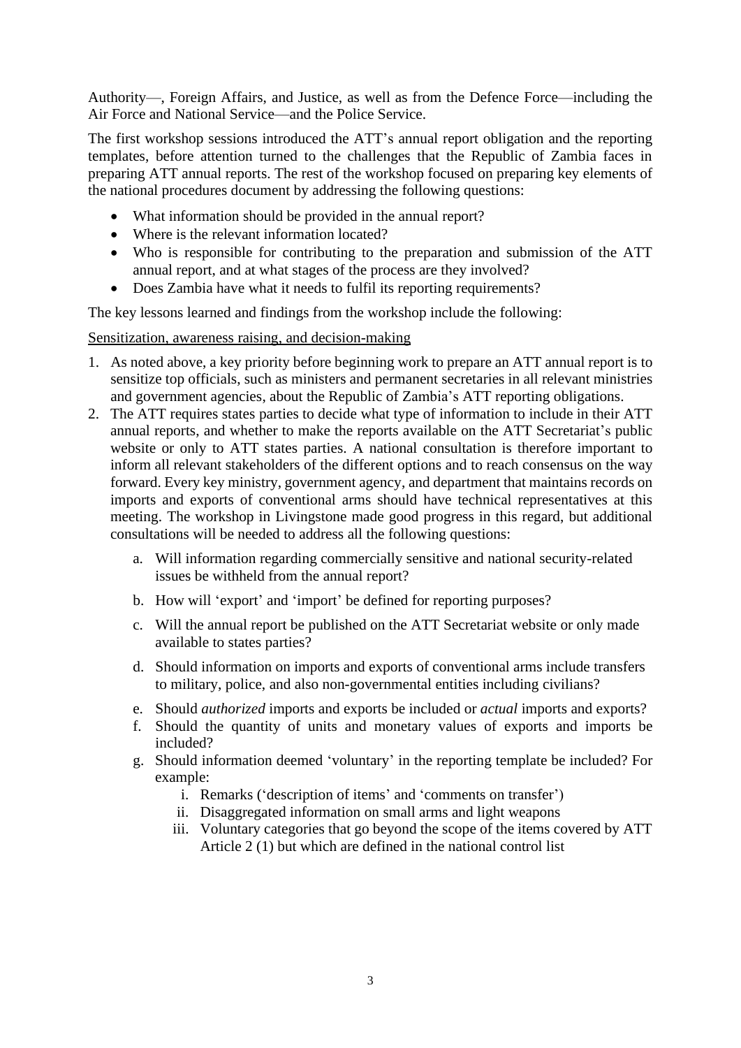Authority—, Foreign Affairs, and Justice, as well as from the Defence Force—including the Air Force and National Service—and the Police Service.

The first workshop sessions introduced the ATT's annual report obligation and the reporting templates, before attention turned to the challenges that the Republic of Zambia faces in preparing ATT annual reports. The rest of the workshop focused on preparing key elements of the national procedures document by addressing the following questions:

- What information should be provided in the annual report?
- Where is the relevant information located?
- Who is responsible for contributing to the preparation and submission of the ATT annual report, and at what stages of the process are they involved?
- Does Zambia have what it needs to fulfil its reporting requirements?

The key lessons learned and findings from the workshop include the following:

<u>Sensitization, awareness raising, and decision-making</u>

1. As noted above, a key priority before beginning work to prepare an ATT annual report is to sensitize top officials, such as ministers and permanent secretaries in all relevant ministries and government agencies, about the Republic of Zambia's ATT reporting obligations.
2. The ATT requires states parties to decide what type of information to include in their ATT annual reports, and whether to make the reports available on the ATT Secretariat's public website or only to ATT states parties. A national consultation is therefore important to inform all relevant stakeholders of the different options and to reach consensus on the way forward. Every key ministry, government agency, and department that maintains records on imports and exports of conventional arms should have technical representatives at this meeting. The workshop in Livingstone made good progress in this regard, but additional consultations will be needed to address all the following questions:

    a. Will information regarding commercially sensitive and national security-related issues be withheld from the annual report?

    b. How will 'export' and 'import' be defined for reporting purposes?

    c. Will the annual report be published on the ATT Secretariat website or only made available to states parties?

    d. Should information on imports and exports of conventional arms include transfers to military, police, and also non-governmental entities including civilians?

    e. Should *authorized* imports and exports be included or *actual* imports and exports?

    f. Should the quantity of units and monetary values of exports and imports be included?

    g. Should information deemed 'voluntary' in the reporting template be included? For example:

        i. Remarks ('description of items' and 'comments on transfer')
        ii. Disaggregated information on small arms and light weapons
        iii. Voluntary categories that go beyond the scope of the items covered by ATT Article 2 (1) but which are defined in the national control list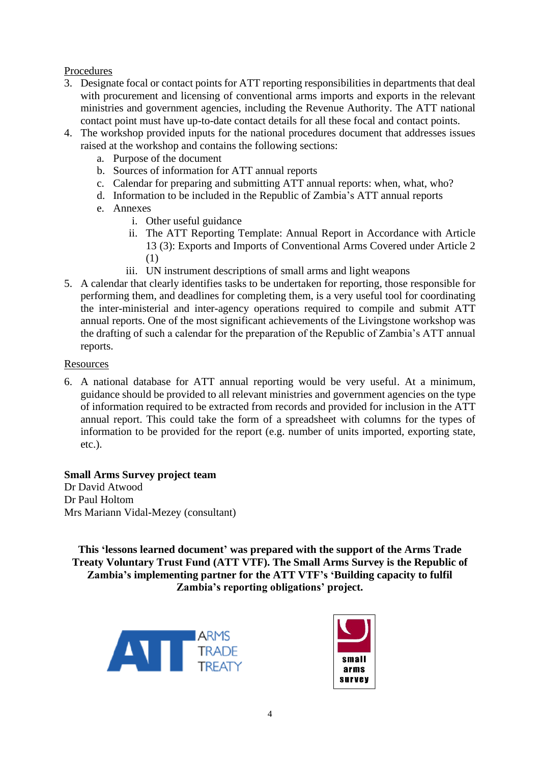Procedures

3. Designate focal or contact points for ATT reporting responsibilities in departments that deal with procurement and licensing of conventional arms imports and exports in the relevant ministries and government agencies, including the Revenue Authority. The ATT national contact point must have up-to-date contact details for all these focal and contact points.
4. The workshop provided inputs for the national procedures document that addresses issues raised at the workshop and contains the following sections:
   a. Purpose of the document
   b. Sources of information for ATT annual reports
   c. Calendar for preparing and submitting ATT annual reports: when, what, who?
   d. Information to be included in the Republic of Zambia's ATT annual reports
   e. Annexes
      i. Other useful guidance
      ii. The ATT Reporting Template: Annual Report in Accordance with Article 13 (3): Exports and Imports of Conventional Arms Covered under Article 2 (1)
      iii. UN instrument descriptions of small arms and light weapons
5. A calendar that clearly identifies tasks to be undertaken for reporting, those responsible for performing them, and deadlines for completing them, is a very useful tool for coordinating the inter-ministerial and inter-agency operations required to compile and submit ATT annual reports. One of the most significant achievements of the Livingstone workshop was the drafting of such a calendar for the preparation of the Republic of Zambia's ATT annual reports.

Resources

6. A national database for ATT annual reporting would be very useful. At a minimum, guidance should be provided to all relevant ministries and government agencies on the type of information required to be extracted from records and provided for inclusion in the ATT annual report. This could take the form of a spreadsheet with columns for the types of information to be provided for the report (e.g. number of units imported, exporting state, etc.).

**Small Arms Survey project team**
Dr David Atwood
Dr Paul Holtom
Mrs Mariann Vidal-Mezey (consultant)

**This 'lessons learned document' was prepared with the support of the Arms Trade Treaty Voluntary Trust Fund (ATT VTF). The Small Arms Survey is the Republic of Zambia's implementing partner for the ATT VTF's 'Building capacity to fulfil Zambia's reporting obligations' project.**

ATT ARMS TRADE TREATY

small arms survey